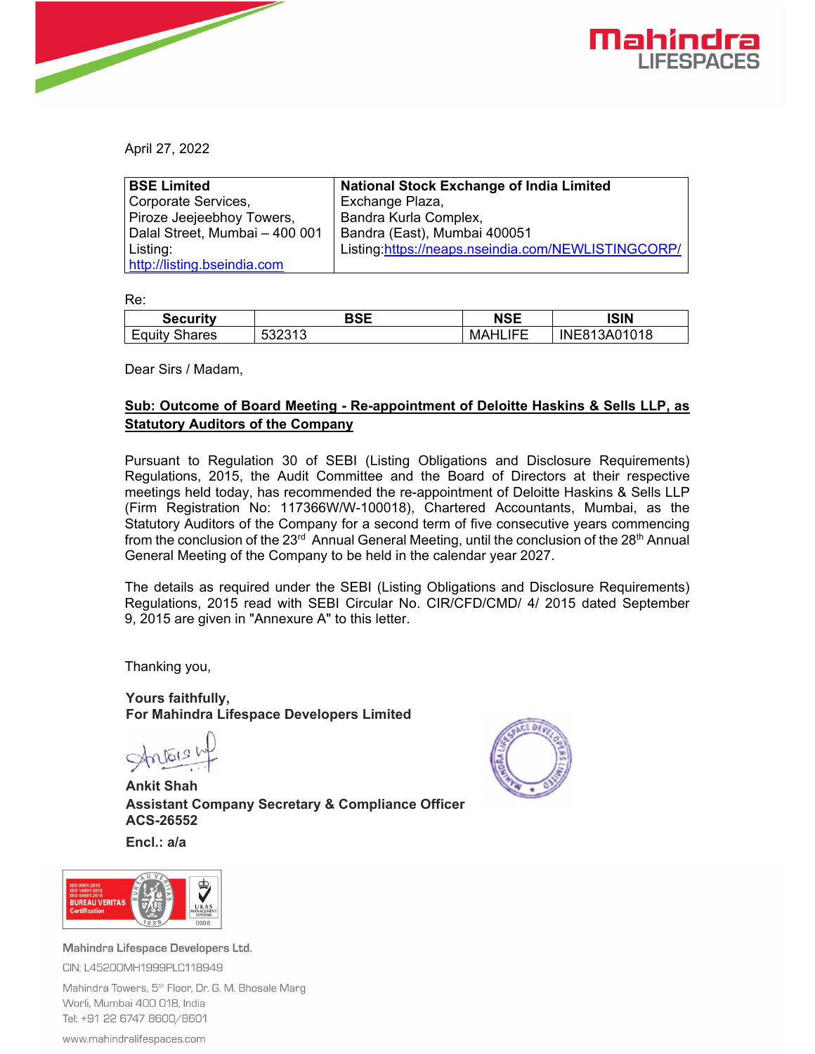April 27, 2022

| **BSE Limited** Corporate Services, Piroze Jeejeebhoy Towers, Dalal Street, Mumbai – 400 001 Listing: http://listing.bseindia.com | **National Stock Exchange of India Limited** Exchange Plaza, Bandra Kurla Complex, Bandra (East), Mumbai 400051 Listing:https://neaps.nseindia.com/NEWLISTINGCORP/ |
|---|---|

Re:

| Security | BSE | NSE | ISIN |
|---|---|---|---|
| Equity Shares | 532313 | MAHLIFE | INE813A01018 |

Dear Sirs / Madam,

**Sub: Outcome of Board Meeting - Re-appointment of Deloitte Haskins & Sells LLP, as Statutory Auditors of the Company**

Pursuant to Regulation 30 of SEBI (Listing Obligations and Disclosure Requirements) Regulations, 2015, the Audit Committee and the Board of Directors at their respective meetings held today, has recommended the re-appointment of Deloitte Haskins & Sells LLP (Firm Registration No: 117366W/W-100018), Chartered Accountants, Mumbai, as the Statutory Auditors of the Company for a second term of five consecutive years commencing from the conclusion of the 23rd Annual General Meeting, until the conclusion of the 28th Annual General Meeting of the Company to be held in the calendar year 2027.

The details as required under the SEBI (Listing Obligations and Disclosure Requirements) Regulations, 2015 read with SEBI Circular No. CIR/CFD/CMD/ 4/ 2015 dated September 9, 2015 are given in "Annexure A" to this letter.

Thanking you,

**Yours faithfully,**
**For Mahindra Lifespace Developers Limited**

**Ankit Shah**
**Assistant Company Secretary & Compliance Officer**
**ACS-26552**

**Encl.: a/a**

Mahindra Lifespace Developers Ltd.
CIN: L45200MH1999PLC118949
Mahindra Towers, 5th Floor, Dr. G. M. Bhosale Marg
Worli, Mumbai 400 018, India
Tel: +91 22 6747 8600/8601
www.mahindralifespaces.com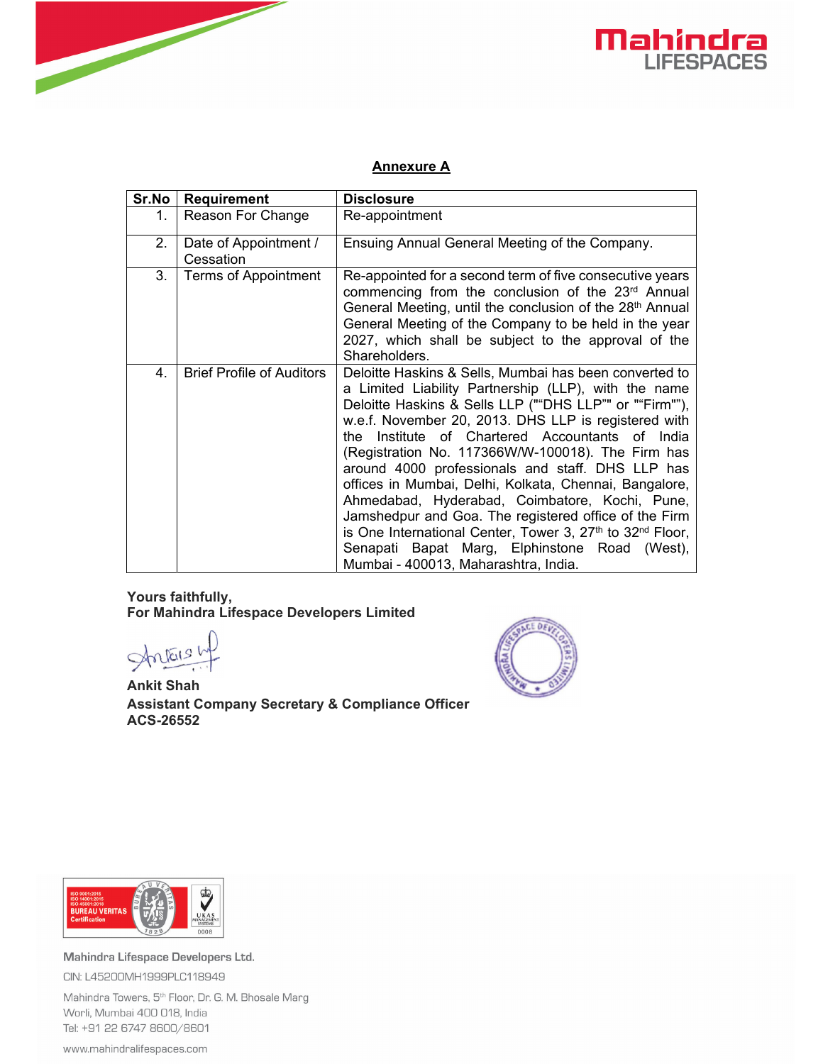## Annexure A

| Sr.No | Requirement | Disclosure |
|---|---|---|
| 1. | Reason For Change | Re-appointment |
| 2. | Date of Appointment / Cessation | Ensuing Annual General Meeting of the Company. |
| 3. | Terms of Appointment | Re-appointed for a second term of five consecutive years commencing from the conclusion of the 23rd Annual General Meeting, until the conclusion of the 28th Annual General Meeting of the Company to be held in the year 2027, which shall be subject to the approval of the Shareholders. |
| 4. | Brief Profile of Auditors | Deloitte Haskins & Sells, Mumbai has been converted to a Limited Liability Partnership (LLP), with the name Deloitte Haskins & Sells LLP (""DHS LLP"" or ""Firm""), w.e.f. November 20, 2013. DHS LLP is registered with the Institute of Chartered Accountants of India (Registration No. 117366W/W-100018). The Firm has around 4000 professionals and staff. DHS LLP has offices in Mumbai, Delhi, Kolkata, Chennai, Bangalore, Ahmedabad, Hyderabad, Coimbatore, Kochi, Pune, Jamshedpur and Goa. The registered office of the Firm is One International Center, Tower 3, 27th to 32nd Floor, Senapati Bapat Marg, Elphinstone Road (West), Mumbai - 400013, Maharashtra, India. |

**Yours faithfully,**
**For Mahindra Lifespace Developers Limited**

**Ankit Shah**
**Assistant Company Secretary & Compliance Officer**
**ACS-26552**

Mahindra Lifespace Developers Ltd.
CIN: L45200MH1999PLC118949
Mahindra Towers, 5th Floor, Dr. G. M. Bhosale Marg
Worli, Mumbai 400 018, India
Tel: +91 22 6747 8600/8601
www.mahindralifespaces.com